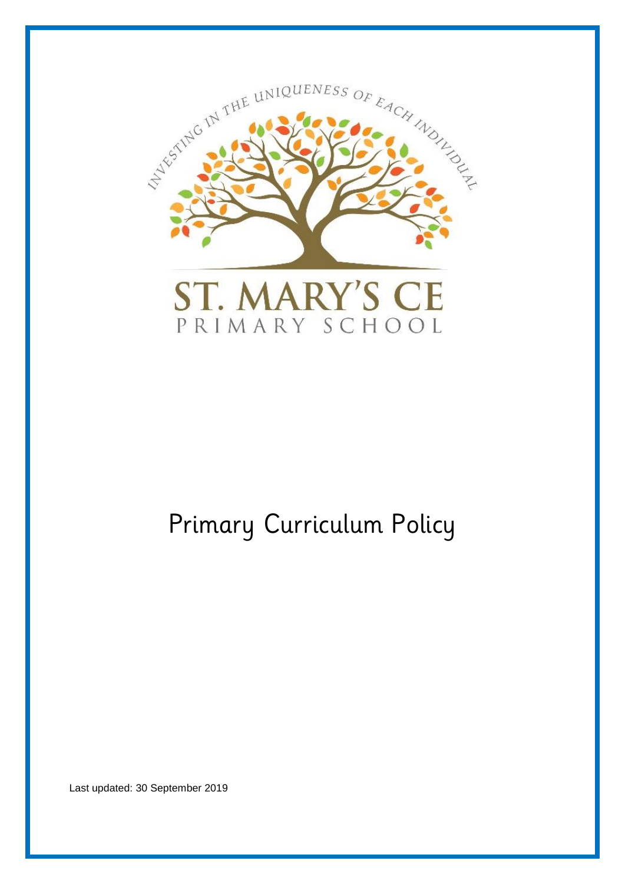INVESTING IN THE UNIQUENESS OF EACH INDIVIDUAL

ST. MARY'S CE
PRIMARY SCHOOL

# Primary Curriculum Policy

Last updated: 30 September 2019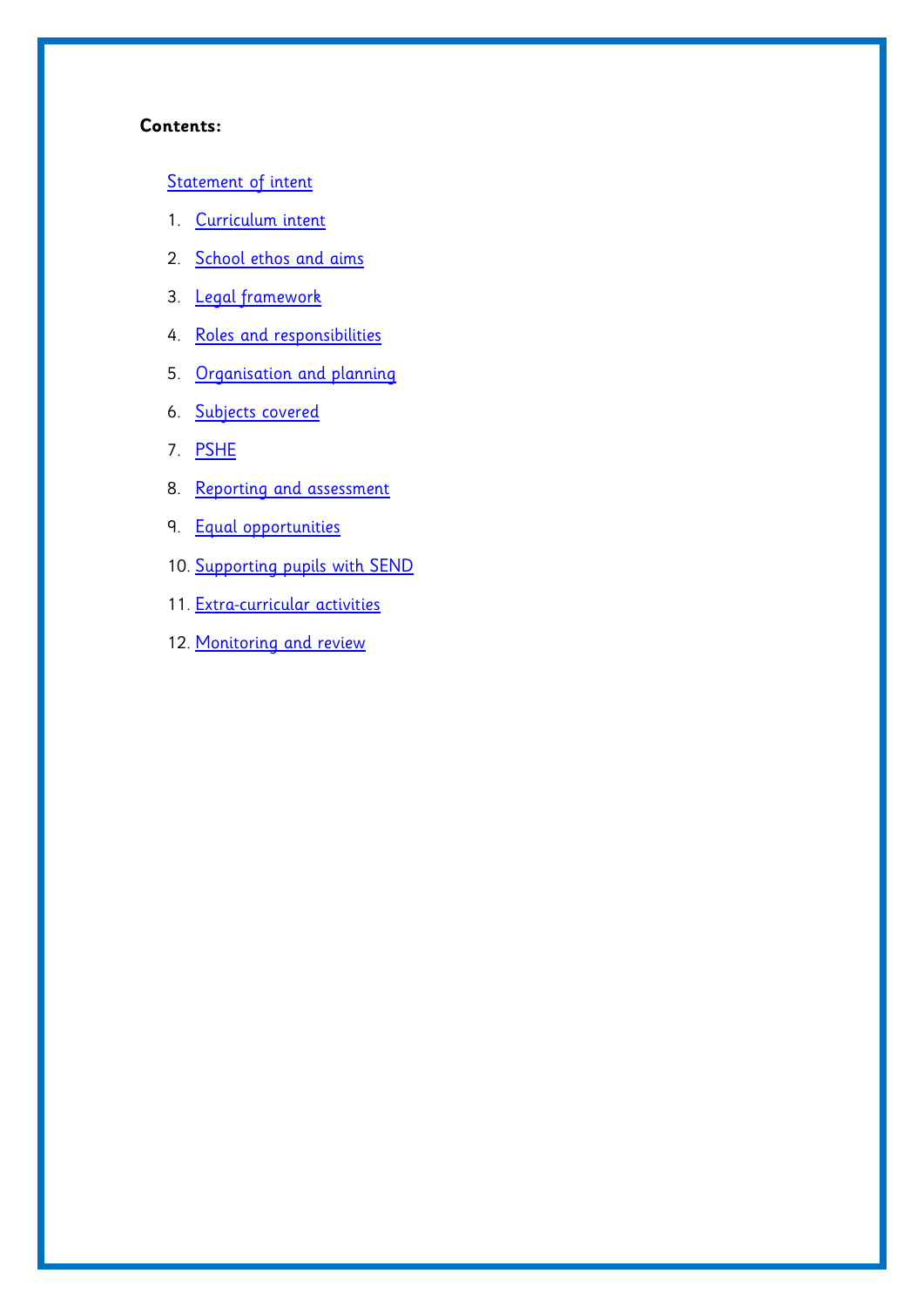**Contents:**

Statement of intent

1. Curriculum intent
2. School ethos and aims
3. Legal framework
4. Roles and responsibilities
5. Organisation and planning
6. Subjects covered
7. PSHE
8. Reporting and assessment
9. Equal opportunities
10. Supporting pupils with SEND
11. Extra-curricular activities
12. Monitoring and review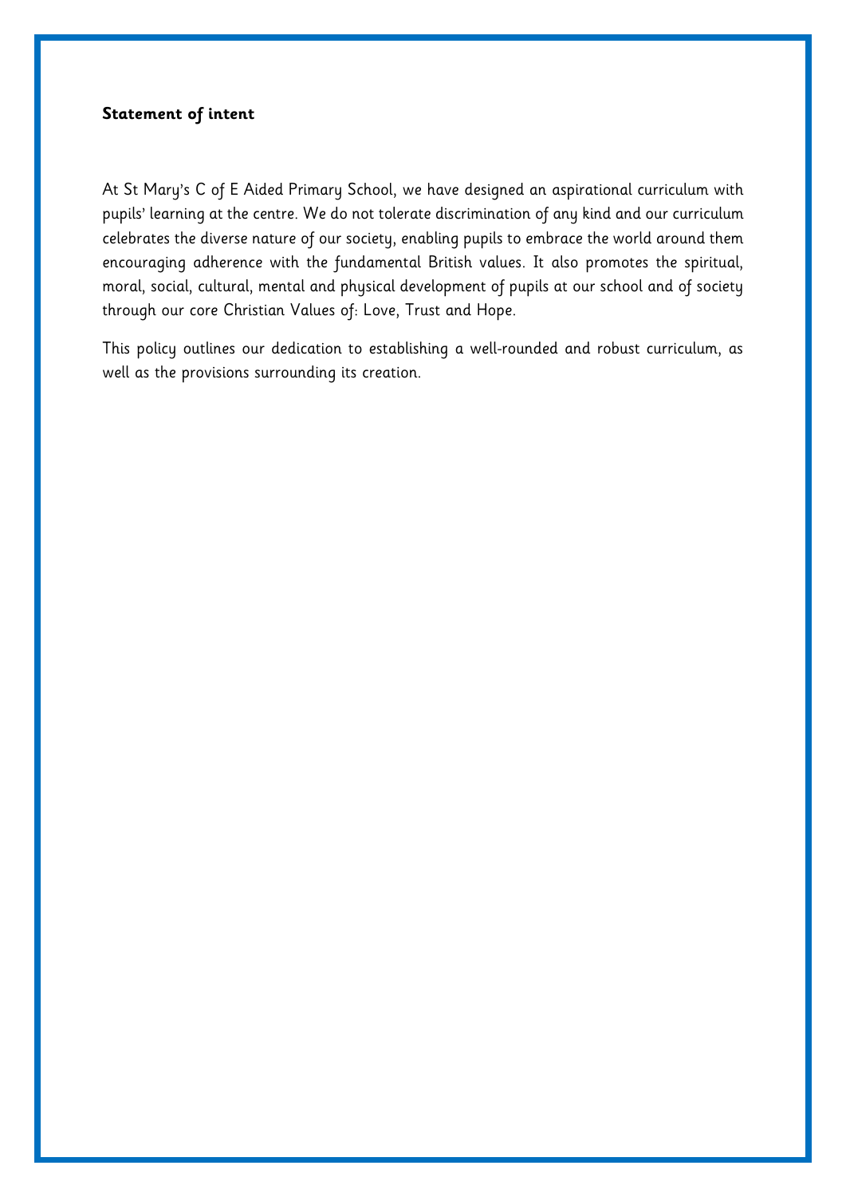**Statement of intent**

At St Mary's C of E Aided Primary School, we have designed an aspirational curriculum with pupils' learning at the centre. We do not tolerate discrimination of any kind and our curriculum celebrates the diverse nature of our society, enabling pupils to embrace the world around them encouraging adherence with the fundamental British values. It also promotes the spiritual, moral, social, cultural, mental and physical development of pupils at our school and of society through our core Christian Values of: Love, Trust and Hope.

This policy outlines our dedication to establishing a well-rounded and robust curriculum, as well as the provisions surrounding its creation.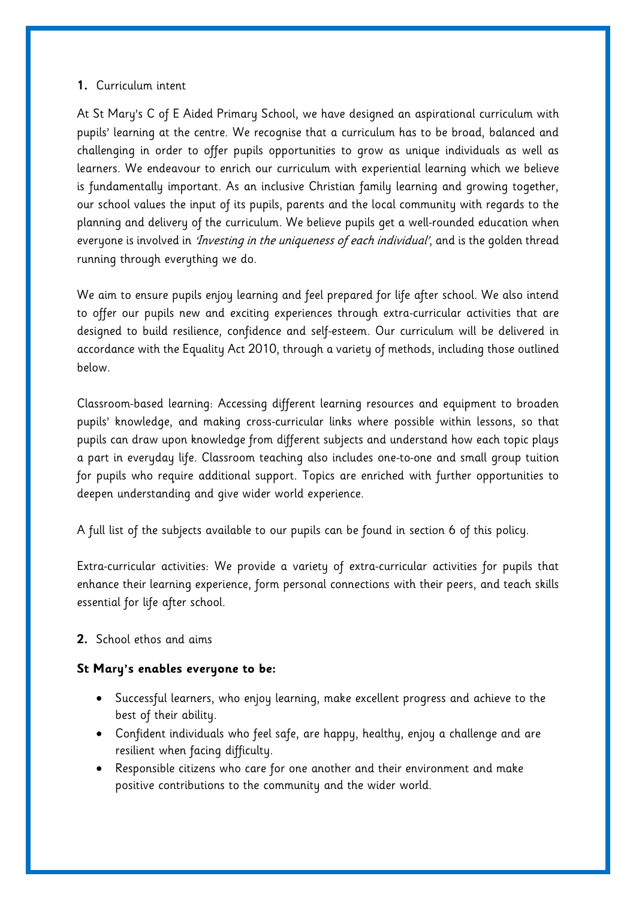## 1. Curriculum intent

At St Mary's C of E Aided Primary School, we have designed an aspirational curriculum with pupils' learning at the centre. We recognise that a curriculum has to be broad, balanced and challenging in order to offer pupils opportunities to grow as unique individuals as well as learners. We endeavour to enrich our curriculum with experiential learning which we believe is fundamentally important. As an inclusive Christian family learning and growing together, our school values the input of its pupils, parents and the local community with regards to the planning and delivery of the curriculum. We believe pupils get a well-rounded education when everyone is involved in *'Investing in the uniqueness of each individual'*, and is the golden thread running through everything we do.

We aim to ensure pupils enjoy learning and feel prepared for life after school. We also intend to offer our pupils new and exciting experiences through extra-curricular activities that are designed to build resilience, confidence and self-esteem. Our curriculum will be delivered in accordance with the Equality Act 2010, through a variety of methods, including those outlined below.

Classroom-based learning: Accessing different learning resources and equipment to broaden pupils' knowledge, and making cross-curricular links where possible within lessons, so that pupils can draw upon knowledge from different subjects and understand how each topic plays a part in everyday life. Classroom teaching also includes one-to-one and small group tuition for pupils who require additional support. Topics are enriched with further opportunities to deepen understanding and give wider world experience.

A full list of the subjects available to our pupils can be found in section 6 of this policy.

Extra-curricular activities: We provide a variety of extra-curricular activities for pupils that enhance their learning experience, form personal connections with their peers, and teach skills essential for life after school.

## 2. School ethos and aims

**St Mary's enables everyone to be:**

- Successful learners, who enjoy learning, make excellent progress and achieve to the best of their ability.
- Confident individuals who feel safe, are happy, healthy, enjoy a challenge and are resilient when facing difficulty.
- Responsible citizens who care for one another and their environment and make positive contributions to the community and the wider world.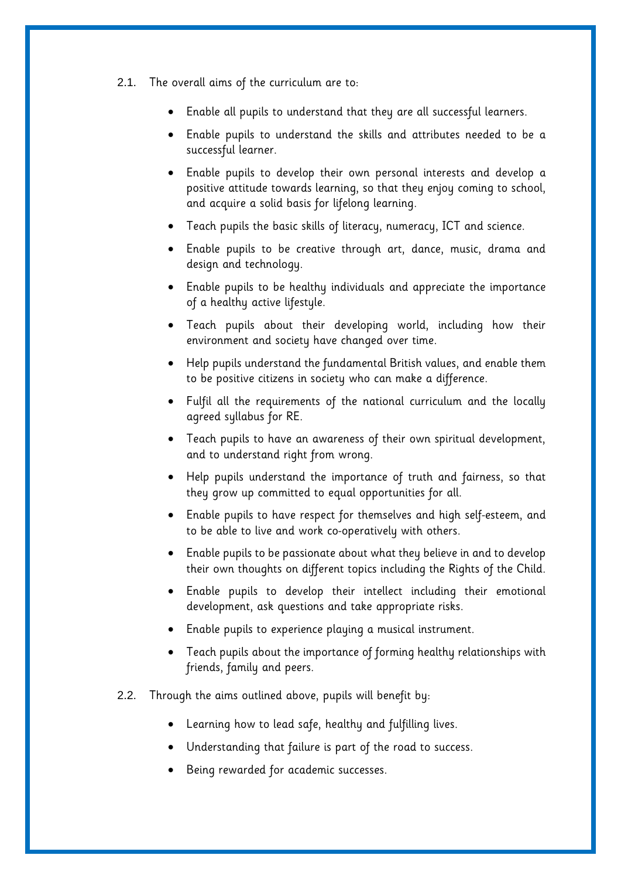2.1. The overall aims of the curriculum are to:

- Enable all pupils to understand that they are all successful learners.
- Enable pupils to understand the skills and attributes needed to be a successful learner.
- Enable pupils to develop their own personal interests and develop a positive attitude towards learning, so that they enjoy coming to school, and acquire a solid basis for lifelong learning.
- Teach pupils the basic skills of literacy, numeracy, ICT and science.
- Enable pupils to be creative through art, dance, music, drama and design and technology.
- Enable pupils to be healthy individuals and appreciate the importance of a healthy active lifestyle.
- Teach pupils about their developing world, including how their environment and society have changed over time.
- Help pupils understand the fundamental British values, and enable them to be positive citizens in society who can make a difference.
- Fulfil all the requirements of the national curriculum and the locally agreed syllabus for RE.
- Teach pupils to have an awareness of their own spiritual development, and to understand right from wrong.
- Help pupils understand the importance of truth and fairness, so that they grow up committed to equal opportunities for all.
- Enable pupils to have respect for themselves and high self-esteem, and to be able to live and work co-operatively with others.
- Enable pupils to be passionate about what they believe in and to develop their own thoughts on different topics including the Rights of the Child.
- Enable pupils to develop their intellect including their emotional development, ask questions and take appropriate risks.
- Enable pupils to experience playing a musical instrument.
- Teach pupils about the importance of forming healthy relationships with friends, family and peers.

2.2. Through the aims outlined above, pupils will benefit by:

- Learning how to lead safe, healthy and fulfilling lives.
- Understanding that failure is part of the road to success.
- Being rewarded for academic successes.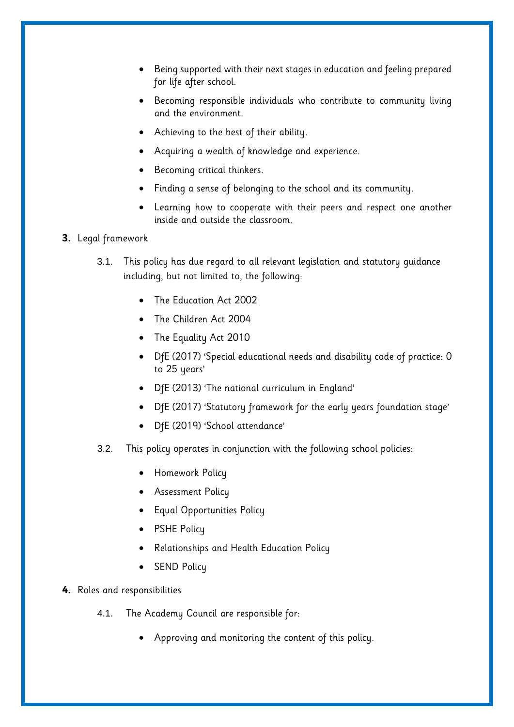- Being supported with their next stages in education and feeling prepared for life after school.
- Becoming responsible individuals who contribute to community living and the environment.
- Achieving to the best of their ability.
- Acquiring a wealth of knowledge and experience.
- Becoming critical thinkers.
- Finding a sense of belonging to the school and its community.
- Learning how to cooperate with their peers and respect one another inside and outside the classroom.

**3.** Legal framework

3.1. This policy has due regard to all relevant legislation and statutory guidance including, but not limited to, the following:

- The Education Act 2002
- The Children Act 2004
- The Equality Act 2010
- DfE (2017) 'Special educational needs and disability code of practice: 0 to 25 years'
- DfE (2013) 'The national curriculum in England'
- DfE (2017) 'Statutory framework for the early years foundation stage'
- DfE (2019) 'School attendance'

3.2. This policy operates in conjunction with the following school policies:

- Homework Policy
- Assessment Policy
- Equal Opportunities Policy
- PSHE Policy
- Relationships and Health Education Policy
- SEND Policy

**4.** Roles and responsibilities

4.1. The Academy Council are responsible for:

- Approving and monitoring the content of this policy.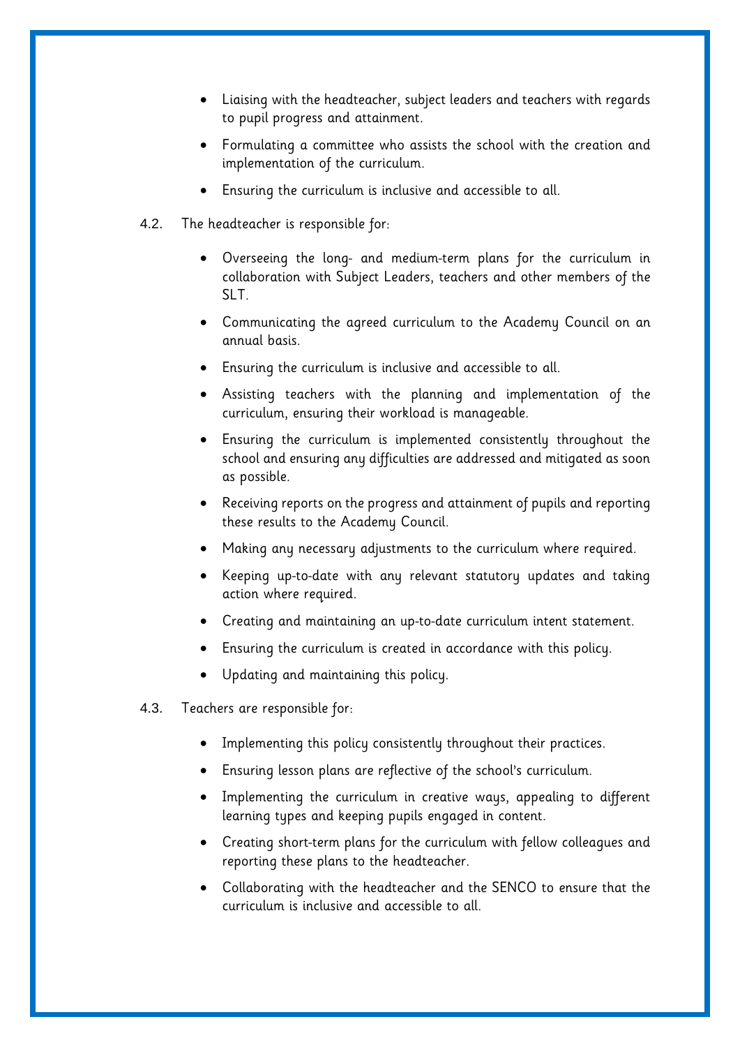- Liaising with the headteacher, subject leaders and teachers with regards to pupil progress and attainment.
- Formulating a committee who assists the school with the creation and implementation of the curriculum.
- Ensuring the curriculum is inclusive and accessible to all.

4.2. The headteacher is responsible for:

- Overseeing the long- and medium-term plans for the curriculum in collaboration with Subject Leaders, teachers and other members of the SLT.
- Communicating the agreed curriculum to the Academy Council on an annual basis.
- Ensuring the curriculum is inclusive and accessible to all.
- Assisting teachers with the planning and implementation of the curriculum, ensuring their workload is manageable.
- Ensuring the curriculum is implemented consistently throughout the school and ensuring any difficulties are addressed and mitigated as soon as possible.
- Receiving reports on the progress and attainment of pupils and reporting these results to the Academy Council.
- Making any necessary adjustments to the curriculum where required.
- Keeping up-to-date with any relevant statutory updates and taking action where required.
- Creating and maintaining an up-to-date curriculum intent statement.
- Ensuring the curriculum is created in accordance with this policy.
- Updating and maintaining this policy.

4.3. Teachers are responsible for:

- Implementing this policy consistently throughout their practices.
- Ensuring lesson plans are reflective of the school's curriculum.
- Implementing the curriculum in creative ways, appealing to different learning types and keeping pupils engaged in content.
- Creating short-term plans for the curriculum with fellow colleagues and reporting these plans to the headteacher.
- Collaborating with the headteacher and the SENCO to ensure that the curriculum is inclusive and accessible to all.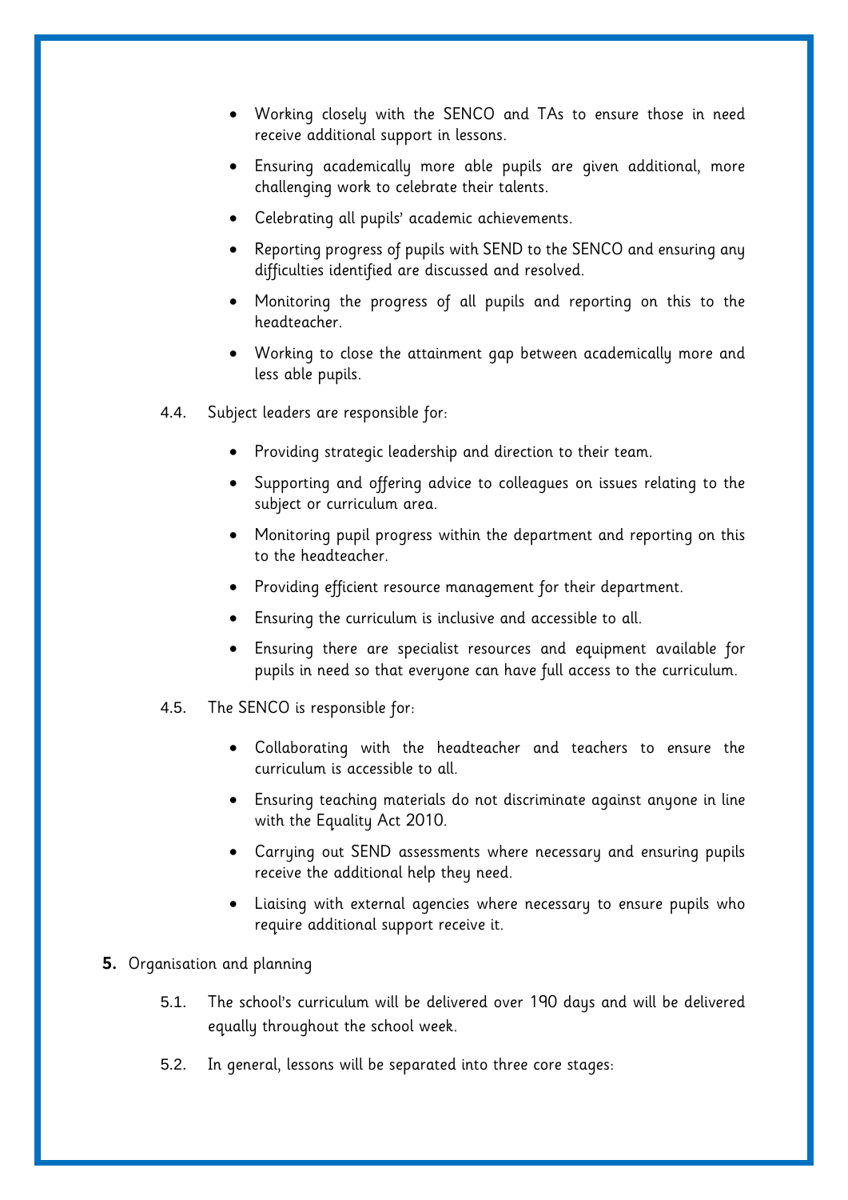- Working closely with the SENCO and TAs to ensure those in need receive additional support in lessons.
- Ensuring academically more able pupils are given additional, more challenging work to celebrate their talents.
- Celebrating all pupils' academic achievements.
- Reporting progress of pupils with SEND to the SENCO and ensuring any difficulties identified are discussed and resolved.
- Monitoring the progress of all pupils and reporting on this to the headteacher.
- Working to close the attainment gap between academically more and less able pupils.

4.4. Subject leaders are responsible for:

- Providing strategic leadership and direction to their team.
- Supporting and offering advice to colleagues on issues relating to the subject or curriculum area.
- Monitoring pupil progress within the department and reporting on this to the headteacher.
- Providing efficient resource management for their department.
- Ensuring the curriculum is inclusive and accessible to all.
- Ensuring there are specialist resources and equipment available for pupils in need so that everyone can have full access to the curriculum.

4.5. The SENCO is responsible for:

- Collaborating with the headteacher and teachers to ensure the curriculum is accessible to all.
- Ensuring teaching materials do not discriminate against anyone in line with the Equality Act 2010.
- Carrying out SEND assessments where necessary and ensuring pupils receive the additional help they need.
- Liaising with external agencies where necessary to ensure pupils who require additional support receive it.

**5.** Organisation and planning

5.1. The school's curriculum will be delivered over 190 days and will be delivered equally throughout the school week.

5.2. In general, lessons will be separated into three core stages: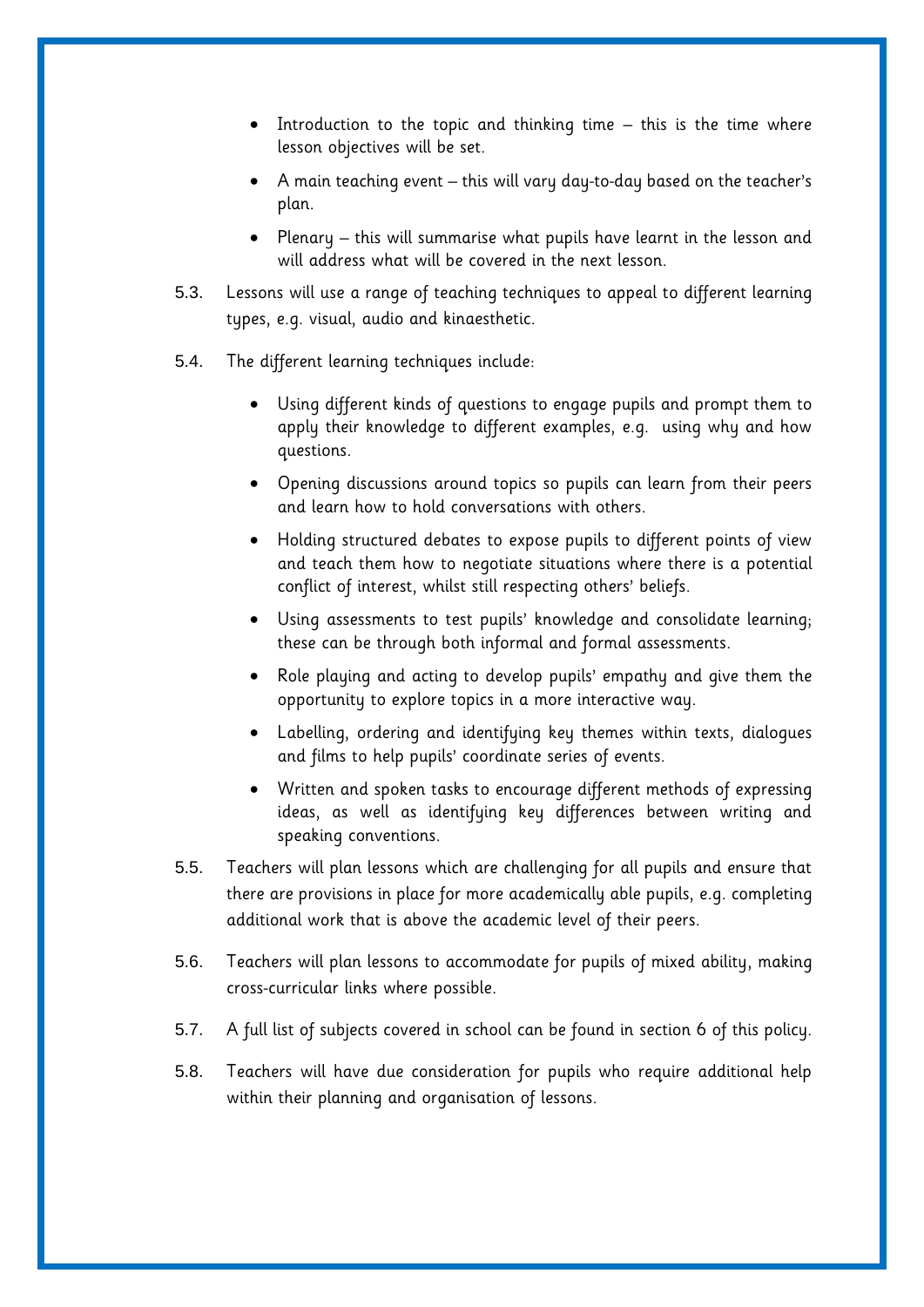- Introduction to the topic and thinking time – this is the time where lesson objectives will be set.
- A main teaching event – this will vary day-to-day based on the teacher's plan.
- Plenary – this will summarise what pupils have learnt in the lesson and will address what will be covered in the next lesson.

5.3. Lessons will use a range of teaching techniques to appeal to different learning types, e.g. visual, audio and kinaesthetic.

5.4. The different learning techniques include:

- Using different kinds of questions to engage pupils and prompt them to apply their knowledge to different examples, e.g. using why and how questions.
- Opening discussions around topics so pupils can learn from their peers and learn how to hold conversations with others.
- Holding structured debates to expose pupils to different points of view and teach them how to negotiate situations where there is a potential conflict of interest, whilst still respecting others' beliefs.
- Using assessments to test pupils' knowledge and consolidate learning; these can be through both informal and formal assessments.
- Role playing and acting to develop pupils' empathy and give them the opportunity to explore topics in a more interactive way.
- Labelling, ordering and identifying key themes within texts, dialogues and films to help pupils' coordinate series of events.
- Written and spoken tasks to encourage different methods of expressing ideas, as well as identifying key differences between writing and speaking conventions.

5.5. Teachers will plan lessons which are challenging for all pupils and ensure that there are provisions in place for more academically able pupils, e.g. completing additional work that is above the academic level of their peers.

5.6. Teachers will plan lessons to accommodate for pupils of mixed ability, making cross-curricular links where possible.

5.7. A full list of subjects covered in school can be found in section 6 of this policy.

5.8. Teachers will have due consideration for pupils who require additional help within their planning and organisation of lessons.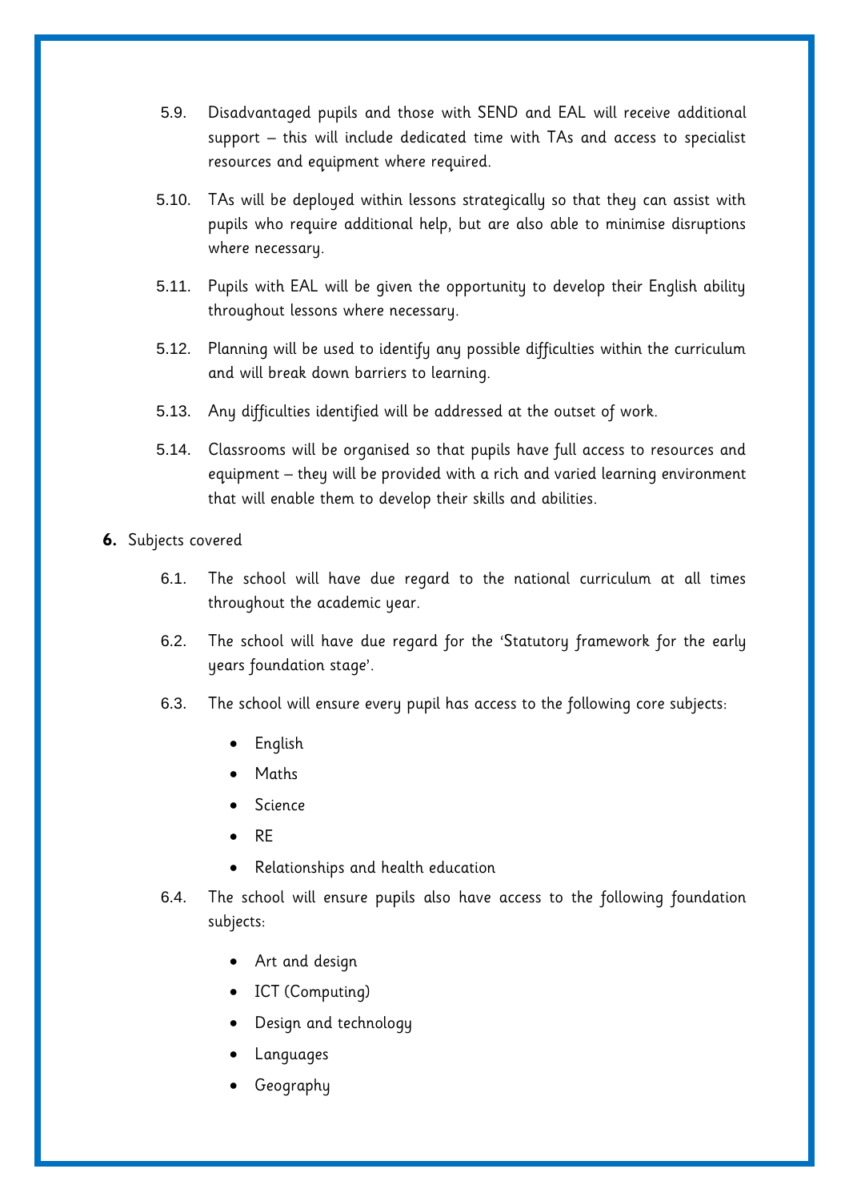5.9. Disadvantaged pupils and those with SEND and EAL will receive additional support – this will include dedicated time with TAs and access to specialist resources and equipment where required.

5.10. TAs will be deployed within lessons strategically so that they can assist with pupils who require additional help, but are also able to minimise disruptions where necessary.

5.11. Pupils with EAL will be given the opportunity to develop their English ability throughout lessons where necessary.

5.12. Planning will be used to identify any possible difficulties within the curriculum and will break down barriers to learning.

5.13. Any difficulties identified will be addressed at the outset of work.

5.14. Classrooms will be organised so that pupils have full access to resources and equipment – they will be provided with a rich and varied learning environment that will enable them to develop their skills and abilities.

**6.** Subjects covered

6.1. The school will have due regard to the national curriculum at all times throughout the academic year.

6.2. The school will have due regard for the 'Statutory framework for the early years foundation stage'.

6.3. The school will ensure every pupil has access to the following core subjects:

- English
- Maths
- Science
- RE
- Relationships and health education

6.4. The school will ensure pupils also have access to the following foundation subjects:

- Art and design
- ICT (Computing)
- Design and technology
- Languages
- Geography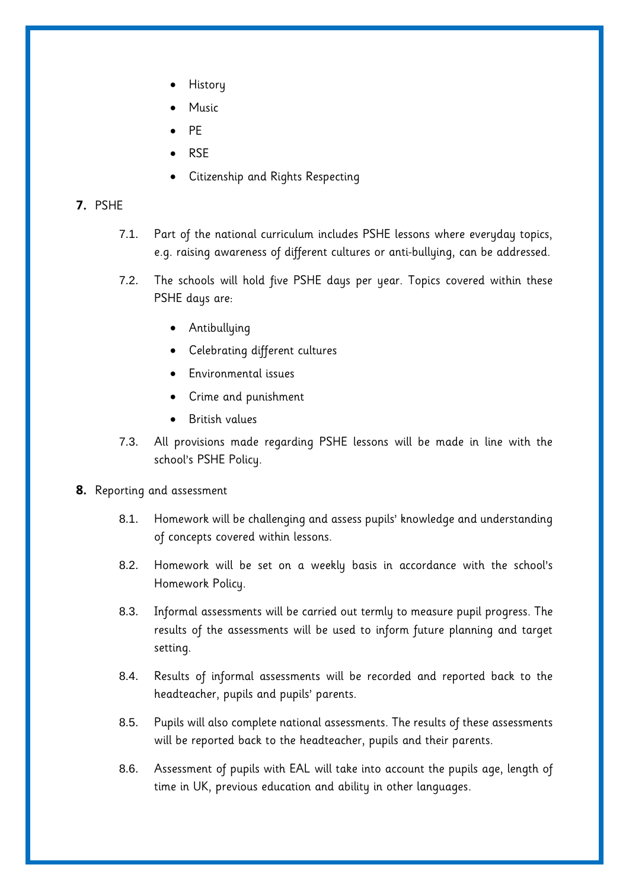- History
- Music
- PE
- RSE
- Citizenship and Rights Respecting

**7.** PSHE

7.1. Part of the national curriculum includes PSHE lessons where everyday topics, e.g. raising awareness of different cultures or anti-bullying, can be addressed.

7.2. The schools will hold five PSHE days per year. Topics covered within these PSHE days are:

- Antibullying
- Celebrating different cultures
- Environmental issues
- Crime and punishment
- British values

7.3. All provisions made regarding PSHE lessons will be made in line with the school's PSHE Policy.

**8.** Reporting and assessment

8.1. Homework will be challenging and assess pupils' knowledge and understanding of concepts covered within lessons.

8.2. Homework will be set on a weekly basis in accordance with the school's Homework Policy.

8.3. Informal assessments will be carried out termly to measure pupil progress. The results of the assessments will be used to inform future planning and target setting.

8.4. Results of informal assessments will be recorded and reported back to the headteacher, pupils and pupils' parents.

8.5. Pupils will also complete national assessments. The results of these assessments will be reported back to the headteacher, pupils and their parents.

8.6. Assessment of pupils with EAL will take into account the pupils age, length of time in UK, previous education and ability in other languages.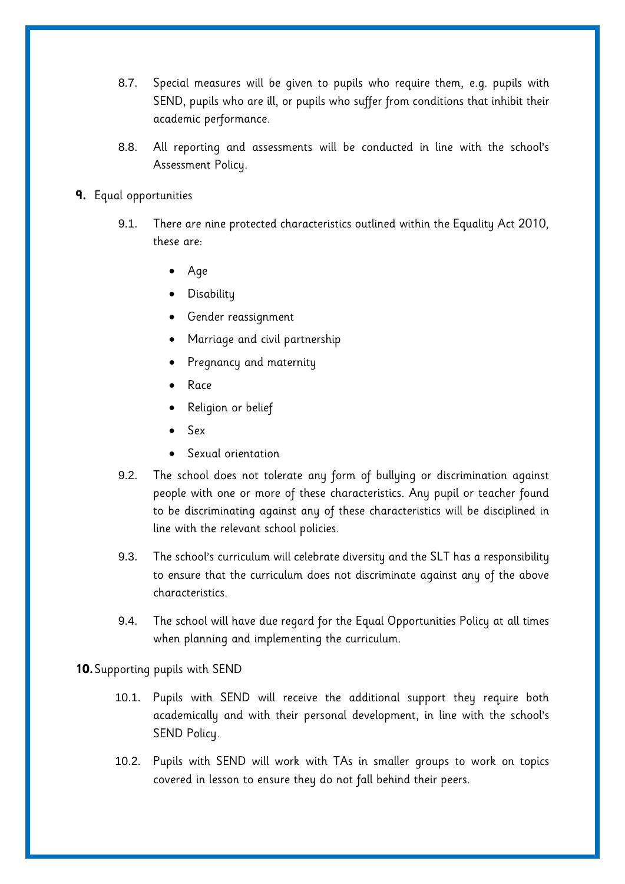8.7. Special measures will be given to pupils who require them, e.g. pupils with SEND, pupils who are ill, or pupils who suffer from conditions that inhibit their academic performance.

8.8. All reporting and assessments will be conducted in line with the school's Assessment Policy.

## 9. Equal opportunities

9.1. There are nine protected characteristics outlined within the Equality Act 2010, these are:

- Age
- Disability
- Gender reassignment
- Marriage and civil partnership
- Pregnancy and maternity
- Race
- Religion or belief
- Sex
- Sexual orientation

9.2. The school does not tolerate any form of bullying or discrimination against people with one or more of these characteristics. Any pupil or teacher found to be discriminating against any of these characteristics will be disciplined in line with the relevant school policies.

9.3. The school's curriculum will celebrate diversity and the SLT has a responsibility to ensure that the curriculum does not discriminate against any of the above characteristics.

9.4. The school will have due regard for the Equal Opportunities Policy at all times when planning and implementing the curriculum.

## 10. Supporting pupils with SEND

10.1. Pupils with SEND will receive the additional support they require both academically and with their personal development, in line with the school's SEND Policy.

10.2. Pupils with SEND will work with TAs in smaller groups to work on topics covered in lesson to ensure they do not fall behind their peers.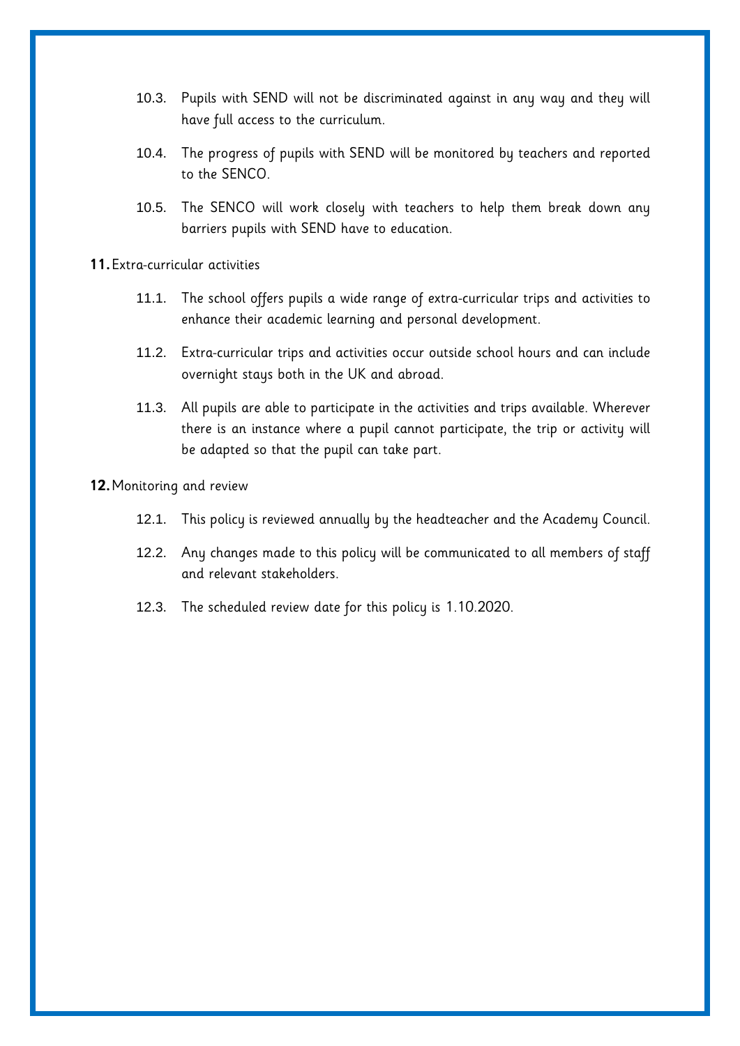10.3. Pupils with SEND will not be discriminated against in any way and they will have full access to the curriculum.

10.4. The progress of pupils with SEND will be monitored by teachers and reported to the SENCO.

10.5. The SENCO will work closely with teachers to help them break down any barriers pupils with SEND have to education.

## 11. Extra-curricular activities

11.1. The school offers pupils a wide range of extra-curricular trips and activities to enhance their academic learning and personal development.

11.2. Extra-curricular trips and activities occur outside school hours and can include overnight stays both in the UK and abroad.

11.3. All pupils are able to participate in the activities and trips available. Wherever there is an instance where a pupil cannot participate, the trip or activity will be adapted so that the pupil can take part.

## 12. Monitoring and review

12.1. This policy is reviewed annually by the headteacher and the Academy Council.

12.2. Any changes made to this policy will be communicated to all members of staff and relevant stakeholders.

12.3. The scheduled review date for this policy is 1.10.2020.